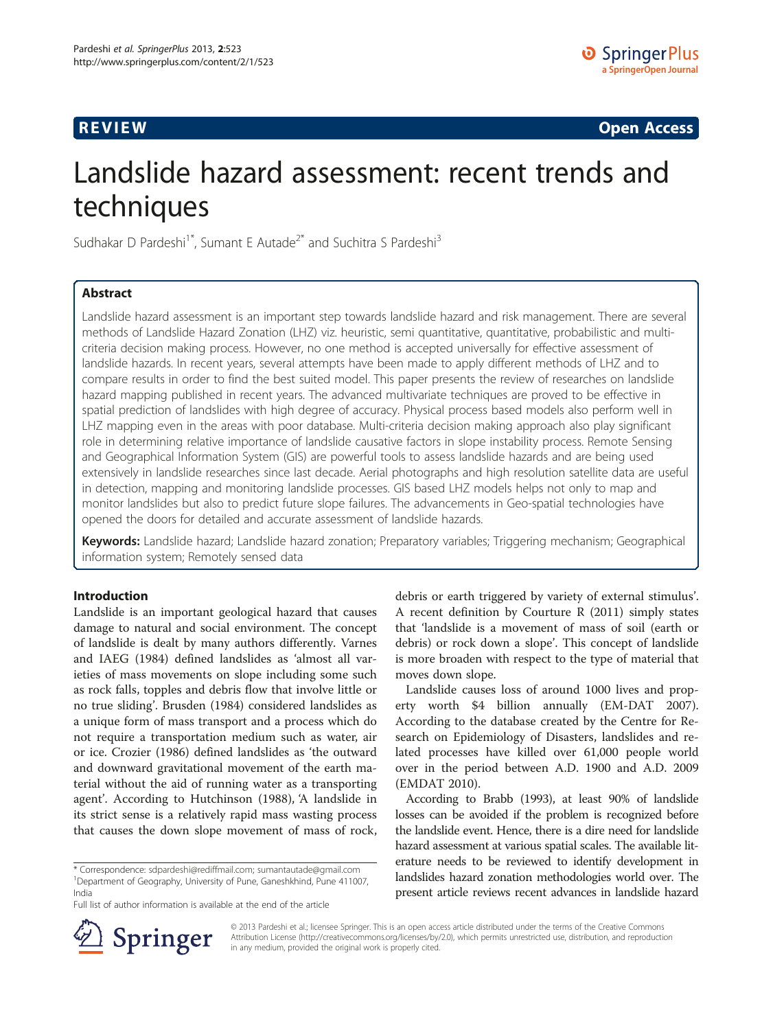REVIEW Open Access

# Landslide hazard assessment: recent trends and techniques

Sudhakar D Pardeshi[1*], Sumant E Autade[2*] and Suchitra S Pardeshi[3]

## Abstract

Landslide hazard assessment is an important step towards landslide hazard and risk management. There are several methods of Landslide Hazard Zonation (LHZ) viz. heuristic, semi quantitative, quantitative, probabilistic and multi-criteria decision making process. However, no one method is accepted universally for effective assessment of landslide hazards. In recent years, several attempts have been made to apply different methods of LHZ and to compare results in order to find the best suited model. This paper presents the review of researches on landslide hazard mapping published in recent years. The advanced multivariate techniques are proved to be effective in spatial prediction of landslides with high degree of accuracy. Physical process based models also perform well in LHZ mapping even in the areas with poor database. Multi-criteria decision making approach also play significant role in determining relative importance of landslide causative factors in slope instability process. Remote Sensing and Geographical Information System (GIS) are powerful tools to assess landslide hazards and are being used extensively in landslide researches since last decade. Aerial photographs and high resolution satellite data are useful in detection, mapping and monitoring landslide processes. GIS based LHZ models helps not only to map and monitor landslides but also to predict future slope failures. The advancements in Geo-spatial technologies have opened the doors for detailed and accurate assessment of landslide hazards.

**Keywords:** Landslide hazard; Landslide hazard zonation; Preparatory variables; Triggering mechanism; Geographical information system; Remotely sensed data

## Introduction

Landslide is an important geological hazard that causes damage to natural and social environment. The concept of landslide is dealt by many authors differently. Varnes and IAEG (1984) defined landslides as 'almost all varieties of mass movements on slope including some such as rock falls, topples and debris flow that involve little or no true sliding'. Brusden (1984) considered landslides as a unique form of mass transport and a process which do not require a transportation medium such as water, air or ice. Crozier (1986) defined landslides as 'the outward and downward gravitational movement of the earth material without the aid of running water as a transporting agent'. According to Hutchinson (1988), 'A landslide in its strict sense is a relatively rapid mass wasting process that causes the down slope movement of mass of rock, debris or earth triggered by variety of external stimulus'. A recent definition by Courture R (2011) simply states that 'landslide is a movement of mass of soil (earth or debris) or rock down a slope'. This concept of landslide is more broaden with respect to the type of material that moves down slope.

Landslide causes loss of around 1000 lives and property worth $4 billion annually (EM-DAT 2007). According to the database created by the Centre for Research on Epidemiology of Disasters, landslides and related processes have killed over 61,000 people world over in the period between A.D. 1900 and A.D. 2009 (EMDAT 2010).

According to Brabb (1993), at least 90% of landslide losses can be avoided if the problem is recognized before the landslide event. Hence, there is a dire need for landslide hazard assessment at various spatial scales. The available literature needs to be reviewed to identify development in landslides hazard zonation methodologies world over. The present article reviews recent advances in landslide hazard

* Correspondence: sdpardeshi@rediffmail.com; sumantautade@gmail.com
[1]Department of Geography, University of Pune, Ganeshkhind, Pune 411007, India
Full list of author information is available at the end of the article

© 2013 Pardeshi et al.; licensee Springer. This is an open access article distributed under the terms of the Creative Commons Attribution License (http://creativecommons.org/licenses/by/2.0), which permits unrestricted use, distribution, and reproduction in any medium, provided the original work is properly cited.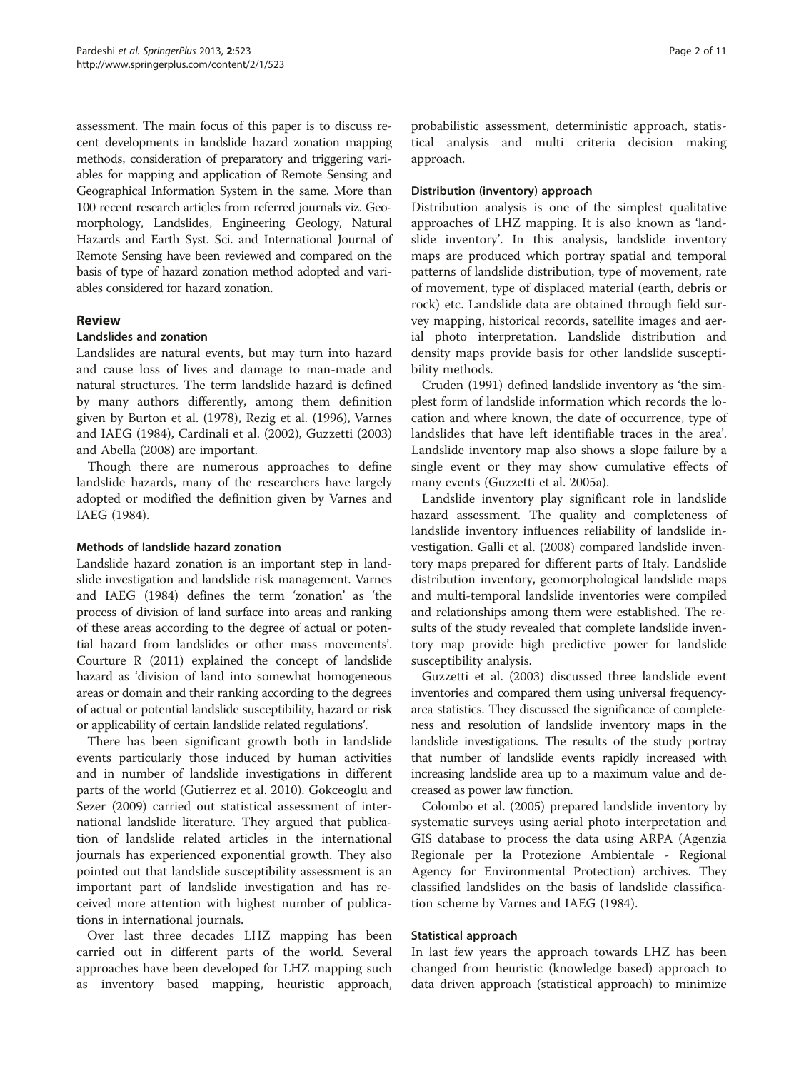assessment. The main focus of this paper is to discuss recent developments in landslide hazard zonation mapping methods, consideration of preparatory and triggering variables for mapping and application of Remote Sensing and Geographical Information System in the same. More than 100 recent research articles from referred journals viz. Geomorphology, Landslides, Engineering Geology, Natural Hazards and Earth Syst. Sci. and International Journal of Remote Sensing have been reviewed and compared on the basis of type of hazard zonation method adopted and variables considered for hazard zonation.

## Review

### Landslides and zonation

Landslides are natural events, but may turn into hazard and cause loss of lives and damage to man-made and natural structures. The term landslide hazard is defined by many authors differently, among them definition given by Burton et al. (1978), Rezig et al. (1996), Varnes and IAEG (1984), Cardinali et al. (2002), Guzzetti (2003) and Abella (2008) are important.

Though there are numerous approaches to define landslide hazards, many of the researchers have largely adopted or modified the definition given by Varnes and IAEG (1984).

#### Methods of landslide hazard zonation

Landslide hazard zonation is an important step in landslide investigation and landslide risk management. Varnes and IAEG (1984) defines the term 'zonation' as 'the process of division of land surface into areas and ranking of these areas according to the degree of actual or potential hazard from landslides or other mass movements'. Courture R (2011) explained the concept of landslide hazard as 'division of land into somewhat homogeneous areas or domain and their ranking according to the degrees of actual or potential landslide susceptibility, hazard or risk or applicability of certain landslide related regulations'.

There has been significant growth both in landslide events particularly those induced by human activities and in number of landslide investigations in different parts of the world (Gutierrez et al. 2010). Gokceoglu and Sezer (2009) carried out statistical assessment of international landslide literature. They argued that publication of landslide related articles in the international journals has experienced exponential growth. They also pointed out that landslide susceptibility assessment is an important part of landslide investigation and has received more attention with highest number of publications in international journals.

Over last three decades LHZ mapping has been carried out in different parts of the world. Several approaches have been developed for LHZ mapping such as inventory based mapping, heuristic approach, probabilistic assessment, deterministic approach, statistical analysis and multi criteria decision making approach.

#### Distribution (inventory) approach

Distribution analysis is one of the simplest qualitative approaches of LHZ mapping. It is also known as 'landslide inventory'. In this analysis, landslide inventory maps are produced which portray spatial and temporal patterns of landslide distribution, type of movement, rate of movement, type of displaced material (earth, debris or rock) etc. Landslide data are obtained through field survey mapping, historical records, satellite images and aerial photo interpretation. Landslide distribution and density maps provide basis for other landslide susceptibility methods.

Cruden (1991) defined landslide inventory as 'the simplest form of landslide information which records the location and where known, the date of occurrence, type of landslides that have left identifiable traces in the area'. Landslide inventory map also shows a slope failure by a single event or they may show cumulative effects of many events (Guzzetti et al. 2005a).

Landslide inventory play significant role in landslide hazard assessment. The quality and completeness of landslide inventory influences reliability of landslide investigation. Galli et al. (2008) compared landslide inventory maps prepared for different parts of Italy. Landslide distribution inventory, geomorphological landslide maps and multi-temporal landslide inventories were compiled and relationships among them were established. The results of the study revealed that complete landslide inventory map provide high predictive power for landslide susceptibility analysis.

Guzzetti et al. (2003) discussed three landslide event inventories and compared them using universal frequency-area statistics. They discussed the significance of completeness and resolution of landslide inventory maps in the landslide investigations. The results of the study portray that number of landslide events rapidly increased with increasing landslide area up to a maximum value and decreased as power law function.

Colombo et al. (2005) prepared landslide inventory by systematic surveys using aerial photo interpretation and GIS database to process the data using ARPA (Agenzia Regionale per la Protezione Ambientale - Regional Agency for Environmental Protection) archives. They classified landslides on the basis of landslide classification scheme by Varnes and IAEG (1984).

#### Statistical approach

In last few years the approach towards LHZ has been changed from heuristic (knowledge based) approach to data driven approach (statistical approach) to minimize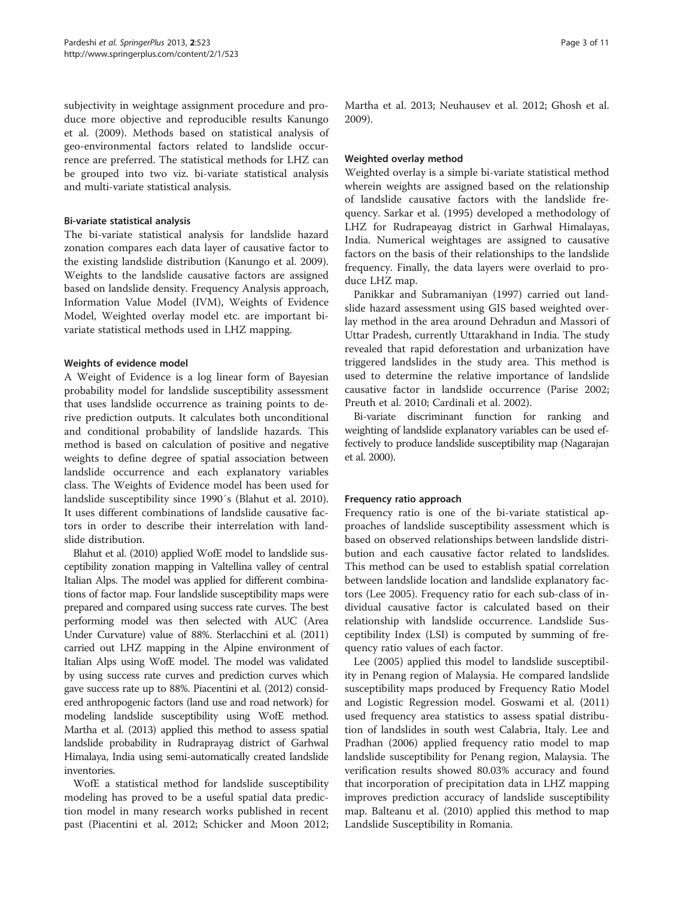subjectivity in weightage assignment procedure and produce more objective and reproducible results Kanungo et al. (2009). Methods based on statistical analysis of geo-environmental factors related to landslide occurrence are preferred. The statistical methods for LHZ can be grouped into two viz. bi-variate statistical analysis and multi-variate statistical analysis.

#### Bi-variate statistical analysis

The bi-variate statistical analysis for landslide hazard zonation compares each data layer of causative factor to the existing landslide distribution (Kanungo et al. 2009). Weights to the landslide causative factors are assigned based on landslide density. Frequency Analysis approach, Information Value Model (IVM), Weights of Evidence Model, Weighted overlay model etc. are important bi-variate statistical methods used in LHZ mapping.

#### Weights of evidence model

A Weight of Evidence is a log linear form of Bayesian probability model for landslide susceptibility assessment that uses landslide occurrence as training points to derive prediction outputs. It calculates both unconditional and conditional probability of landslide hazards. This method is based on calculation of positive and negative weights to define degree of spatial association between landslide occurrence and each explanatory variables class. The Weights of Evidence model has been used for landslide susceptibility since 1990´s (Blahut et al. 2010). It uses different combinations of landslide causative factors in order to describe their interrelation with landslide distribution.

Blahut et al. (2010) applied WofE model to landslide susceptibility zonation mapping in Valtellina valley of central Italian Alps. The model was applied for different combinations of factor map. Four landslide susceptibility maps were prepared and compared using success rate curves. The best performing model was then selected with AUC (Area Under Curvature) value of 88%. Sterlacchini et al. (2011) carried out LHZ mapping in the Alpine environment of Italian Alps using WofE model. The model was validated by using success rate curves and prediction curves which gave success rate up to 88%. Piacentini et al. (2012) considered anthropogenic factors (land use and road network) for modeling landslide susceptibility using WofE method. Martha et al. (2013) applied this method to assess spatial landslide probability in Rudraprayag district of Garhwal Himalaya, India using semi-automatically created landslide inventories.

WofE a statistical method for landslide susceptibility modeling has proved to be a useful spatial data prediction model in many research works published in recent past (Piacentini et al. 2012; Schicker and Moon 2012; Martha et al. 2013; Neuhausev et al. 2012; Ghosh et al. 2009).

#### Weighted overlay method

Weighted overlay is a simple bi-variate statistical method wherein weights are assigned based on the relationship of landslide causative factors with the landslide frequency. Sarkar et al. (1995) developed a methodology of LHZ for Rudrapeayag district in Garhwal Himalayas, India. Numerical weightages are assigned to causative factors on the basis of their relationships to the landslide frequency. Finally, the data layers were overlaid to produce LHZ map.

Panikkar and Subramaniyan (1997) carried out landslide hazard assessment using GIS based weighted overlay method in the area around Dehradun and Massori of Uttar Pradesh, currently Uttarakhand in India. The study revealed that rapid deforestation and urbanization have triggered landslides in the study area. This method is used to determine the relative importance of landslide causative factor in landslide occurrence (Parise 2002; Preuth et al. 2010; Cardinali et al. 2002).

Bi-variate discriminant function for ranking and weighting of landslide explanatory variables can be used effectively to produce landslide susceptibility map (Nagarajan et al. 2000).

#### Frequency ratio approach

Frequency ratio is one of the bi-variate statistical approaches of landslide susceptibility assessment which is based on observed relationships between landslide distribution and each causative factor related to landslides. This method can be used to establish spatial correlation between landslide location and landslide explanatory factors (Lee 2005). Frequency ratio for each sub-class of individual causative factor is calculated based on their relationship with landslide occurrence. Landslide Susceptibility Index (LSI) is computed by summing of frequency ratio values of each factor.

Lee (2005) applied this model to landslide susceptibility in Penang region of Malaysia. He compared landslide susceptibility maps produced by Frequency Ratio Model and Logistic Regression model. Goswami et al. (2011) used frequency area statistics to assess spatial distribution of landslides in south west Calabria, Italy. Lee and Pradhan (2006) applied frequency ratio model to map landslide susceptibility for Penang region, Malaysia. The verification results showed 80.03% accuracy and found that incorporation of precipitation data in LHZ mapping improves prediction accuracy of landslide susceptibility map. Balteanu et al. (2010) applied this method to map Landslide Susceptibility in Romania.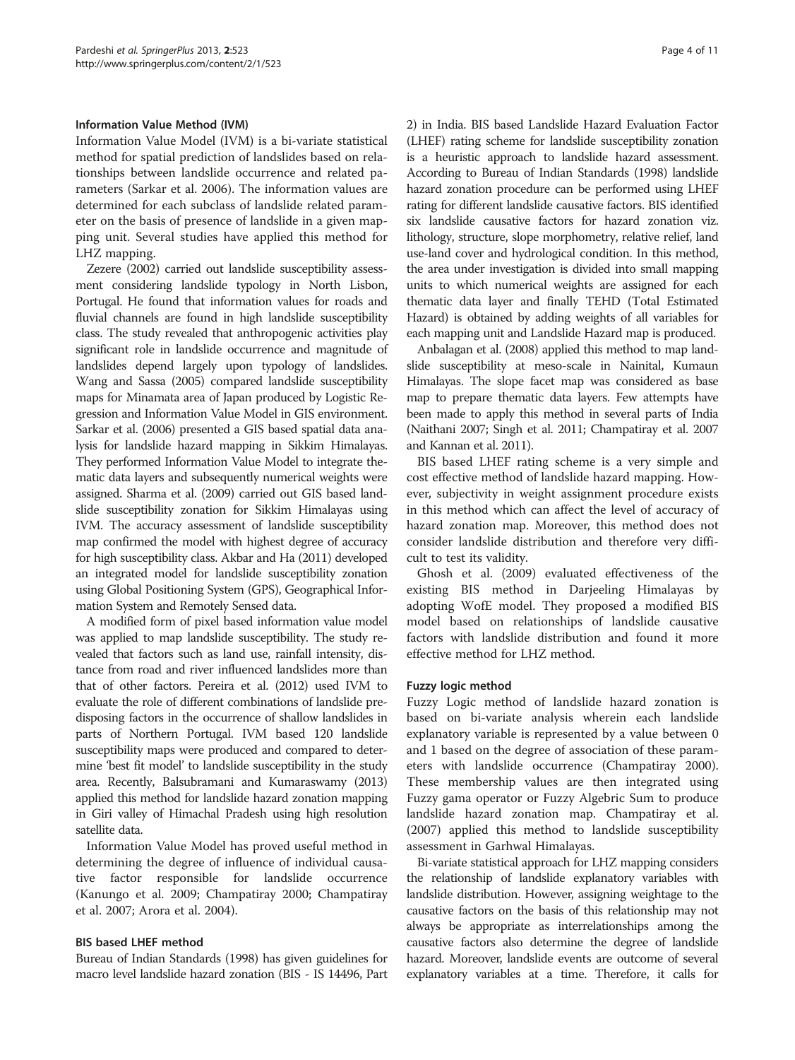### Information Value Method (IVM)

Information Value Model (IVM) is a bi-variate statistical method for spatial prediction of landslides based on relationships between landslide occurrence and related parameters (Sarkar et al. 2006). The information values are determined for each subclass of landslide related parameter on the basis of presence of landslide in a given mapping unit. Several studies have applied this method for LHZ mapping.

Zezere (2002) carried out landslide susceptibility assessment considering landslide typology in North Lisbon, Portugal. He found that information values for roads and fluvial channels are found in high landslide susceptibility class. The study revealed that anthropogenic activities play significant role in landslide occurrence and magnitude of landslides depend largely upon typology of landslides. Wang and Sassa (2005) compared landslide susceptibility maps for Minamata area of Japan produced by Logistic Regression and Information Value Model in GIS environment. Sarkar et al. (2006) presented a GIS based spatial data analysis for landslide hazard mapping in Sikkim Himalayas. They performed Information Value Model to integrate thematic data layers and subsequently numerical weights were assigned. Sharma et al. (2009) carried out GIS based landslide susceptibility zonation for Sikkim Himalayas using IVM. The accuracy assessment of landslide susceptibility map confirmed the model with highest degree of accuracy for high susceptibility class. Akbar and Ha (2011) developed an integrated model for landslide susceptibility zonation using Global Positioning System (GPS), Geographical Information System and Remotely Sensed data.

A modified form of pixel based information value model was applied to map landslide susceptibility. The study revealed that factors such as land use, rainfall intensity, distance from road and river influenced landslides more than that of other factors. Pereira et al. (2012) used IVM to evaluate the role of different combinations of landslide predisposing factors in the occurrence of shallow landslides in parts of Northern Portugal. IVM based 120 landslide susceptibility maps were produced and compared to determine 'best fit model' to landslide susceptibility in the study area. Recently, Balsubramani and Kumaraswamy (2013) applied this method for landslide hazard zonation mapping in Giri valley of Himachal Pradesh using high resolution satellite data.

Information Value Model has proved useful method in determining the degree of influence of individual causative factor responsible for landslide occurrence (Kanungo et al. 2009; Champatiray 2000; Champatiray et al. 2007; Arora et al. 2004).

### BIS based LHEF method

Bureau of Indian Standards (1998) has given guidelines for macro level landslide hazard zonation (BIS - IS 14496, Part 2) in India. BIS based Landslide Hazard Evaluation Factor (LHEF) rating scheme for landslide susceptibility zonation is a heuristic approach to landslide hazard assessment. According to Bureau of Indian Standards (1998) landslide hazard zonation procedure can be performed using LHEF rating for different landslide causative factors. BIS identified six landslide causative factors for hazard zonation viz. lithology, structure, slope morphometry, relative relief, land use-land cover and hydrological condition. In this method, the area under investigation is divided into small mapping units to which numerical weights are assigned for each thematic data layer and finally TEHD (Total Estimated Hazard) is obtained by adding weights of all variables for each mapping unit and Landslide Hazard map is produced.

Anbalagan et al. (2008) applied this method to map landslide susceptibility at meso-scale in Nainital, Kumaun Himalayas. The slope facet map was considered as base map to prepare thematic data layers. Few attempts have been made to apply this method in several parts of India (Naithani 2007; Singh et al. 2011; Champatiray et al. 2007 and Kannan et al. 2011).

BIS based LHEF rating scheme is a very simple and cost effective method of landslide hazard mapping. However, subjectivity in weight assignment procedure exists in this method which can affect the level of accuracy of hazard zonation map. Moreover, this method does not consider landslide distribution and therefore very difficult to test its validity.

Ghosh et al. (2009) evaluated effectiveness of the existing BIS method in Darjeeling Himalayas by adopting WofE model. They proposed a modified BIS model based on relationships of landslide causative factors with landslide distribution and found it more effective method for LHZ method.

### Fuzzy logic method

Fuzzy Logic method of landslide hazard zonation is based on bi-variate analysis wherein each landslide explanatory variable is represented by a value between 0 and 1 based on the degree of association of these parameters with landslide occurrence (Champatiray 2000). These membership values are then integrated using Fuzzy gama operator or Fuzzy Algebic Sum to produce landslide hazard zonation map. Champatiray et al. (2007) applied this method to landslide susceptibility assessment in Garhwal Himalayas.

Bi-variate statistical approach for LHZ mapping considers the relationship of landslide explanatory variables with landslide distribution. However, assigning weightage to the causative factors on the basis of this relationship may not always be appropriate as interrelationships among the causative factors also determine the degree of landslide hazard. Moreover, landslide events are outcome of several explanatory variables at a time. Therefore, it calls for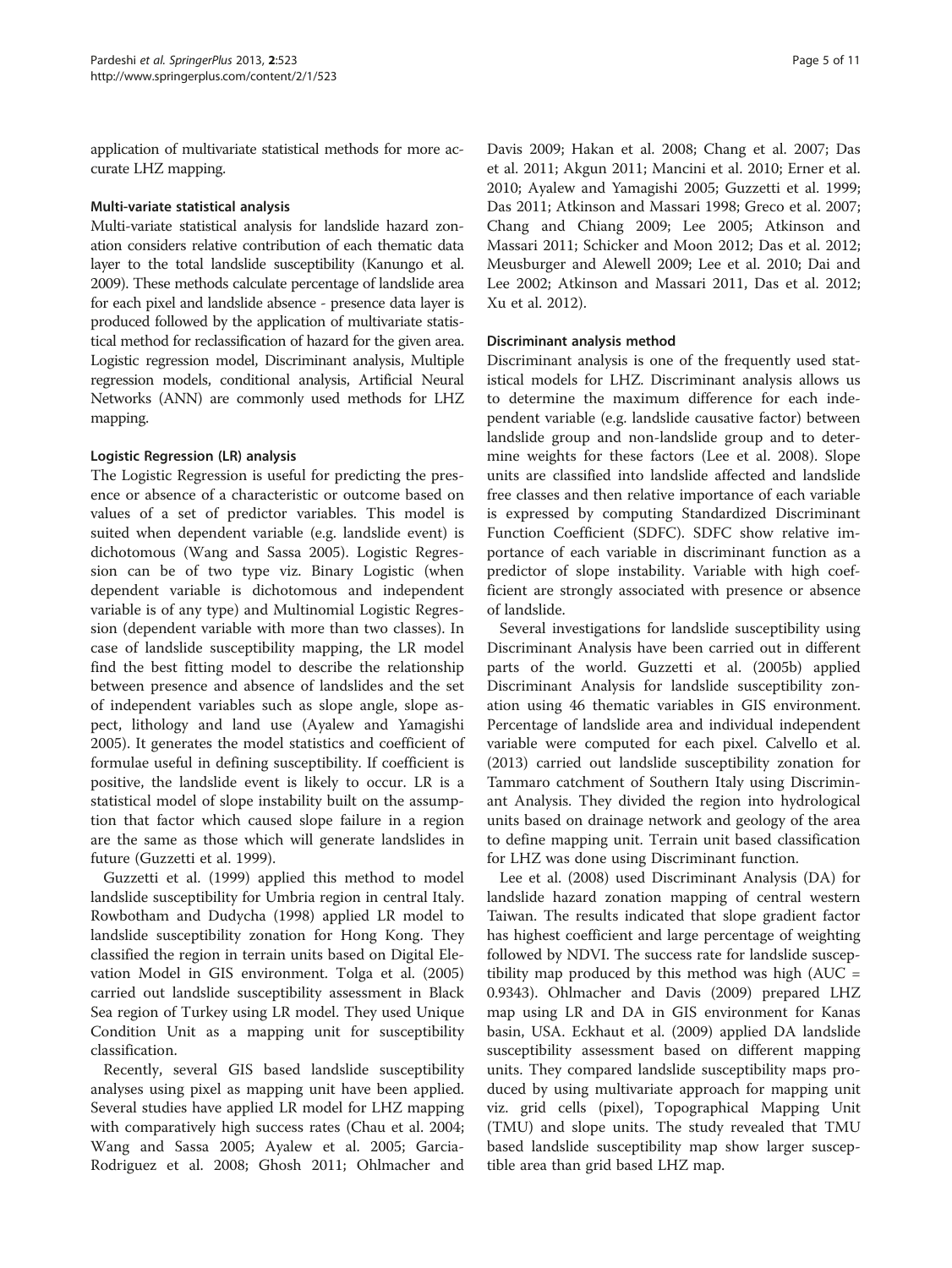application of multivariate statistical methods for more accurate LHZ mapping.

### Multi-variate statistical analysis

Multi-variate statistical analysis for landslide hazard zonation considers relative contribution of each thematic data layer to the total landslide susceptibility (Kanungo et al. 2009). These methods calculate percentage of landslide area for each pixel and landslide absence - presence data layer is produced followed by the application of multivariate statistical method for reclassification of hazard for the given area. Logistic regression model, Discriminant analysis, Multiple regression models, conditional analysis, Artificial Neural Networks (ANN) are commonly used methods for LHZ mapping.

### Logistic Regression (LR) analysis

The Logistic Regression is useful for predicting the presence or absence of a characteristic or outcome based on values of a set of predictor variables. This model is suited when dependent variable (e.g. landslide event) is dichotomous (Wang and Sassa 2005). Logistic Regression can be of two type viz. Binary Logistic (when dependent variable is dichotomous and independent variable is of any type) and Multinomial Logistic Regression (dependent variable with more than two classes). In case of landslide susceptibility mapping, the LR model find the best fitting model to describe the relationship between presence and absence of landslides and the set of independent variables such as slope angle, slope aspect, lithology and land use (Ayalew and Yamagishi 2005). It generates the model statistics and coefficient of formulae useful in defining susceptibility. If coefficient is positive, the landslide event is likely to occur. LR is a statistical model of slope instability built on the assumption that factor which caused slope failure in a region are the same as those which will generate landslides in future (Guzzetti et al. 1999).

Guzzetti et al. (1999) applied this method to model landslide susceptibility for Umbria region in central Italy. Rowbotham and Dudycha (1998) applied LR model to landslide susceptibility zonation for Hong Kong. They classified the region in terrain units based on Digital Elevation Model in GIS environment. Tolga et al. (2005) carried out landslide susceptibility assessment in Black Sea region of Turkey using LR model. They used Unique Condition Unit as a mapping unit for susceptibility classification.

Recently, several GIS based landslide susceptibility analyses using pixel as mapping unit have been applied. Several studies have applied LR model for LHZ mapping with comparatively high success rates (Chau et al. 2004; Wang and Sassa 2005; Ayalew et al. 2005; Garcia-Rodriguez et al. 2008; Ghosh 2011; Ohlmacher and Davis 2009; Hakan et al. 2008; Chang et al. 2007; Das et al. 2011; Akgun 2011; Mancini et al. 2010; Erner et al. 2010; Ayalew and Yamagishi 2005; Guzzetti et al. 1999; Das 2011; Atkinson and Massari 1998; Greco et al. 2007; Chang and Chiang 2009; Lee 2005; Atkinson and Massari 2011; Schicker and Moon 2012; Das et al. 2012; Meusburger and Alewell 2009; Lee et al. 2010; Dai and Lee 2002; Atkinson and Massari 2011, Das et al. 2012; Xu et al. 2012).

### Discriminant analysis method

Discriminant analysis is one of the frequently used statistical models for LHZ. Discriminant analysis allows us to determine the maximum difference for each independent variable (e.g. landslide causative factor) between landslide group and non-landslide group and to determine weights for these factors (Lee et al. 2008). Slope units are classified into landslide affected and landslide free classes and then relative importance of each variable is expressed by computing Standardized Discriminant Function Coefficient (SDFC). SDFC show relative importance of each variable in discriminant function as a predictor of slope instability. Variable with high coefficient are strongly associated with presence or absence of landslide.

Several investigations for landslide susceptibility using Discriminant Analysis have been carried out in different parts of the world. Guzzetti et al. (2005b) applied Discriminant Analysis for landslide susceptibility zonation using 46 thematic variables in GIS environment. Percentage of landslide area and individual independent variable were computed for each pixel. Calvello et al. (2013) carried out landslide susceptibility zonation for Tammaro catchment of Southern Italy using Discriminant Analysis. They divided the region into hydrological units based on drainage network and geology of the area to define mapping unit. Terrain unit based classification for LHZ was done using Discriminant function.

Lee et al. (2008) used Discriminant Analysis (DA) for landslide hazard zonation mapping of central western Taiwan. The results indicated that slope gradient factor has highest coefficient and large percentage of weighting followed by NDVI. The success rate for landslide susceptibility map produced by this method was high (AUC = 0.9343). Ohlmacher and Davis (2009) prepared LHZ map using LR and DA in GIS environment for Kanas basin, USA. Eckhaut et al. (2009) applied DA landslide susceptibility assessment based on different mapping units. They compared landslide susceptibility maps produced by using multivariate approach for mapping unit viz. grid cells (pixel), Topographical Mapping Unit (TMU) and slope units. The study revealed that TMU based landslide susceptibility map show larger susceptible area than grid based LHZ map.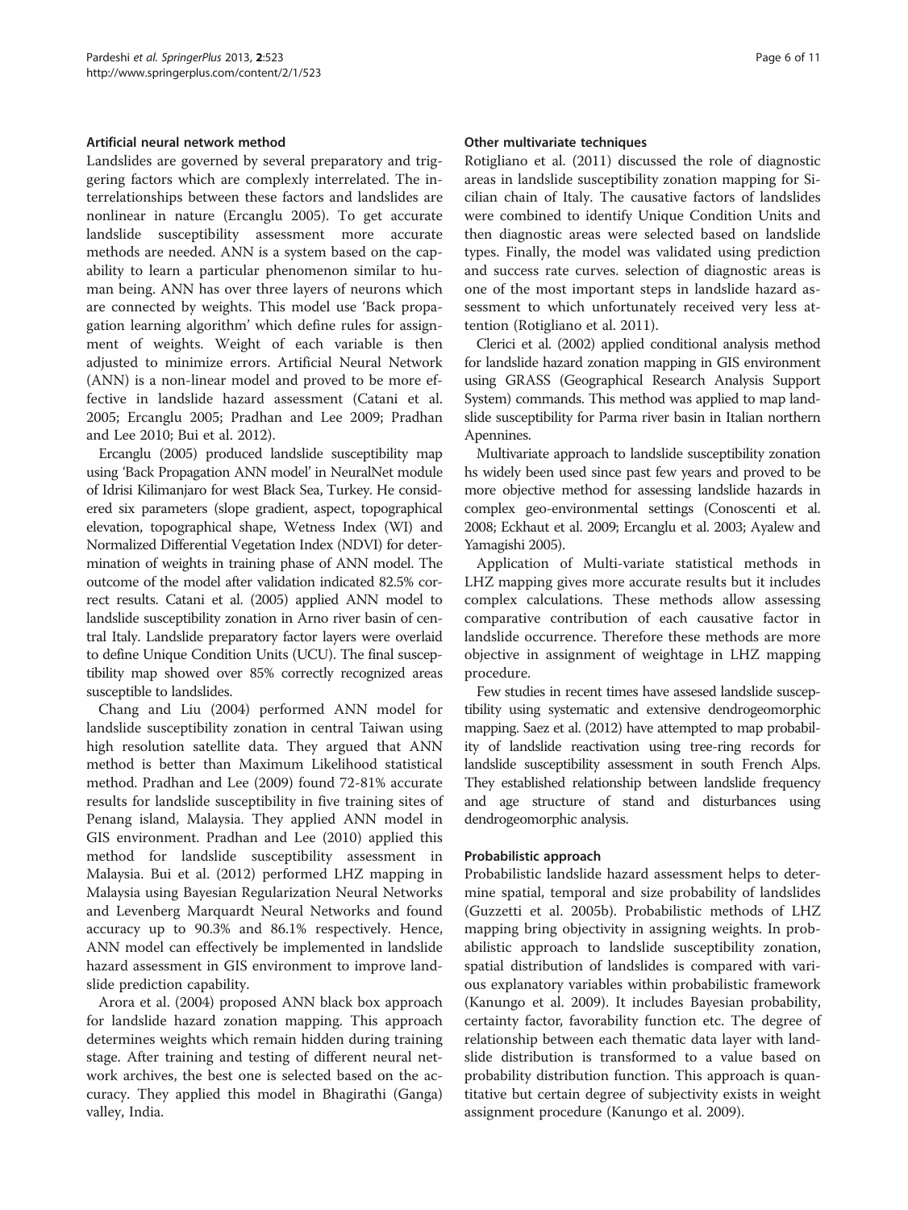#### Artificial neural network method

Landslides are governed by several preparatory and triggering factors which are complexly interrelated. The interrelationships between these factors and landslides are nonlinear in nature (Ercanglu 2005). To get accurate landslide susceptibility assessment more accurate methods are needed. ANN is a system based on the capability to learn a particular phenomenon similar to human being. ANN has over three layers of neurons which are connected by weights. This model use 'Back propagation learning algorithm' which define rules for assignment of weights. Weight of each variable is then adjusted to minimize errors. Artificial Neural Network (ANN) is a non-linear model and proved to be more effective in landslide hazard assessment (Catani et al. 2005; Ercanglu 2005; Pradhan and Lee 2009; Pradhan and Lee 2010; Bui et al. 2012).

Ercanglu (2005) produced landslide susceptibility map using 'Back Propagation ANN model' in NeuralNet module of Idrisi Kilimanjaro for west Black Sea, Turkey. He considered six parameters (slope gradient, aspect, topographical elevation, topographical shape, Wetness Index (WI) and Normalized Differential Vegetation Index (NDVI) for determination of weights in training phase of ANN model. The outcome of the model after validation indicated 82.5% correct results. Catani et al. (2005) applied ANN model to landslide susceptibility zonation in Arno river basin of central Italy. Landslide preparatory factor layers were overlaid to define Unique Condition Units (UCU). The final susceptibility map showed over 85% correctly recognized areas susceptible to landslides.

Chang and Liu (2004) performed ANN model for landslide susceptibility zonation in central Taiwan using high resolution satellite data. They argued that ANN method is better than Maximum Likelihood statistical method. Pradhan and Lee (2009) found 72-81% accurate results for landslide susceptibility in five training sites of Penang island, Malaysia. They applied ANN model in GIS environment. Pradhan and Lee (2010) applied this method for landslide susceptibility assessment in Malaysia. Bui et al. (2012) performed LHZ mapping in Malaysia using Bayesian Regularization Neural Networks and Levenberg Marquardt Neural Networks and found accuracy up to 90.3% and 86.1% respectively. Hence, ANN model can effectively be implemented in landslide hazard assessment in GIS environment to improve landslide prediction capability.

Arora et al. (2004) proposed ANN black box approach for landslide hazard zonation mapping. This approach determines weights which remain hidden during training stage. After training and testing of different neural network archives, the best one is selected based on the accuracy. They applied this model in Bhagirathi (Ganga) valley, India.

#### Other multivariate techniques

Rotigliano et al. (2011) discussed the role of diagnostic areas in landslide susceptibility zonation mapping for Sicilian chain of Italy. The causative factors of landslides were combined to identify Unique Condition Units and then diagnostic areas were selected based on landslide types. Finally, the model was validated using prediction and success rate curves. selection of diagnostic areas is one of the most important steps in landslide hazard assessment to which unfortunately received very less attention (Rotigliano et al. 2011).

Clerici et al. (2002) applied conditional analysis method for landslide hazard zonation mapping in GIS environment using GRASS (Geographical Research Analysis Support System) commands. This method was applied to map landslide susceptibility for Parma river basin in Italian northern Apennines.

Multivariate approach to landslide susceptibility zonation hs widely been used since past few years and proved to be more objective method for assessing landslide hazards in complex geo-environmental settings (Conoscenti et al. 2008; Eckhaut et al. 2009; Ercanglu et al. 2003; Ayalew and Yamagishi 2005).

Application of Multi-variate statistical methods in LHZ mapping gives more accurate results but it includes complex calculations. These methods allow assessing comparative contribution of each causative factor in landslide occurrence. Therefore these methods are more objective in assignment of weightage in LHZ mapping procedure.

Few studies in recent times have assesed landslide susceptibility using systematic and extensive dendrogeomorphic mapping. Saez et al. (2012) have attempted to map probability of landslide reactivation using tree-ring records for landslide susceptibility assessment in south French Alps. They established relationship between landslide frequency and age structure of stand and disturbances using dendrogeomorphic analysis.

#### Probabilistic approach

Probabilistic landslide hazard assessment helps to determine spatial, temporal and size probability of landslides (Guzzetti et al. 2005b). Probabilistic methods of LHZ mapping bring objectivity in assigning weights. In probabilistic approach to landslide susceptibility zonation, spatial distribution of landslides is compared with various explanatory variables within probabilistic framework (Kanungo et al. 2009). It includes Bayesian probability, certainty factor, favorability function etc. The degree of relationship between each thematic data layer with landslide distribution is transformed to a value based on probability distribution function. This approach is quantitative but certain degree of subjectivity exists in weight assignment procedure (Kanungo et al. 2009).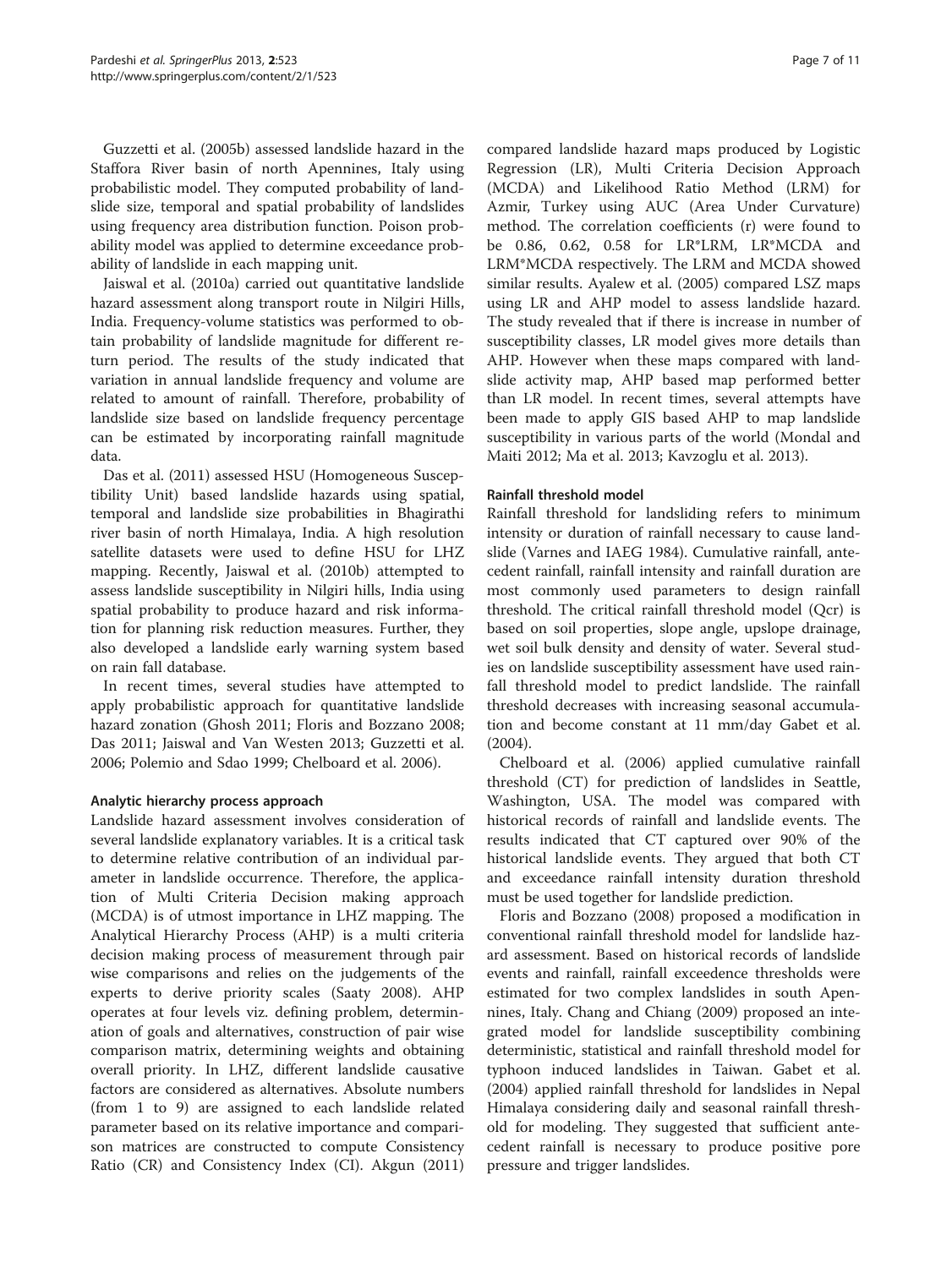Guzzetti et al. (2005b) assessed landslide hazard in the Staffora River basin of north Apennines, Italy using probabilistic model. They computed probability of landslide size, temporal and spatial probability of landslides using frequency area distribution function. Poison probability model was applied to determine exceedance probability of landslide in each mapping unit.

Jaiswal et al. (2010a) carried out quantitative landslide hazard assessment along transport route in Nilgiri Hills, India. Frequency-volume statistics was performed to obtain probability of landslide magnitude for different return period. The results of the study indicated that variation in annual landslide frequency and volume are related to amount of rainfall. Therefore, probability of landslide size based on landslide frequency percentage can be estimated by incorporating rainfall magnitude data.

Das et al. (2011) assessed HSU (Homogeneous Susceptibility Unit) based landslide hazards using spatial, temporal and landslide size probabilities in Bhagirathi river basin of north Himalaya, India. A high resolution satellite datasets were used to define HSU for LHZ mapping. Recently, Jaiswal et al. (2010b) attempted to assess landslide susceptibility in Nilgiri hills, India using spatial probability to produce hazard and risk information for planning risk reduction measures. Further, they also developed a landslide early warning system based on rain fall database.

In recent times, several studies have attempted to apply probabilistic approach for quantitative landslide hazard zonation (Ghosh 2011; Floris and Bozzano 2008; Das 2011; Jaiswal and Van Westen 2013; Guzzetti et al. 2006; Polemio and Sdao 1999; Chelboard et al. 2006).

#### Analytic hierarchy process approach

Landslide hazard assessment involves consideration of several landslide explanatory variables. It is a critical task to determine relative contribution of an individual parameter in landslide occurrence. Therefore, the application of Multi Criteria Decision making approach (MCDA) is of utmost importance in LHZ mapping. The Analytical Hierarchy Process (AHP) is a multi criteria decision making process of measurement through pair wise comparisons and relies on the judgements of the experts to derive priority scales (Saaty 2008). AHP operates at four levels viz. defining problem, determination of goals and alternatives, construction of pair wise comparison matrix, determining weights and obtaining overall priority. In LHZ, different landslide causative factors are considered as alternatives. Absolute numbers (from 1 to 9) are assigned to each landslide related parameter based on its relative importance and comparison matrices are constructed to compute Consistency Ratio (CR) and Consistency Index (CI). Akgun (2011) compared landslide hazard maps produced by Logistic Regression (LR), Multi Criteria Decision Approach (MCDA) and Likelihood Ratio Method (LRM) for Azmir, Turkey using AUC (Area Under Curvature) method. The correlation coefficients (r) were found to be 0.86, 0.62, 0.58 for LR*LRM, LR*MCDA and LRM*MCDA respectively. The LRM and MCDA showed similar results. Ayalew et al. (2005) compared LSZ maps using LR and AHP model to assess landslide hazard. The study revealed that if there is increase in number of susceptibility classes, LR model gives more details than AHP. However when these maps compared with landslide activity map, AHP based map performed better than LR model. In recent times, several attempts have been made to apply GIS based AHP to map landslide susceptibility in various parts of the world (Mondal and Maiti 2012; Ma et al. 2013; Kavzoglu et al. 2013).

#### Rainfall threshold model

Rainfall threshold for landsliding refers to minimum intensity or duration of rainfall necessary to cause landslide (Varnes and IAEG 1984). Cumulative rainfall, antecedent rainfall, rainfall intensity and rainfall duration are most commonly used parameters to design rainfall threshold. The critical rainfall threshold model ($Q_{cr}$) is based on soil properties, slope angle, upslope drainage, wet soil bulk density and density of water. Several studies on landslide susceptibility assessment have used rainfall threshold model to predict landslide. The rainfall threshold decreases with increasing seasonal accumulation and become constant at 11 mm/day Gabet et al. (2004).

Chelboard et al. (2006) applied cumulative rainfall threshold (CT) for prediction of landslides in Seattle, Washington, USA. The model was compared with historical records of rainfall and landslide events. The results indicated that CT captured over 90% of the historical landslide events. They argued that both CT and exceedance rainfall intensity duration threshold must be used together for landslide prediction.

Floris and Bozzano (2008) proposed a modification in conventional rainfall threshold model for landslide hazard assessment. Based on historical records of landslide events and rainfall, rainfall exceedence thresholds were estimated for two complex landslides in south Apennines, Italy. Chang and Chiang (2009) proposed an integrated model for landslide susceptibility combining deterministic, statistical and rainfall threshold model for typhoon induced landslides in Taiwan. Gabet et al. (2004) applied rainfall threshold for landslides in Nepal Himalaya considering daily and seasonal rainfall threshold for modeling. They suggested that sufficient antecedent rainfall is necessary to produce positive pore pressure and trigger landslides.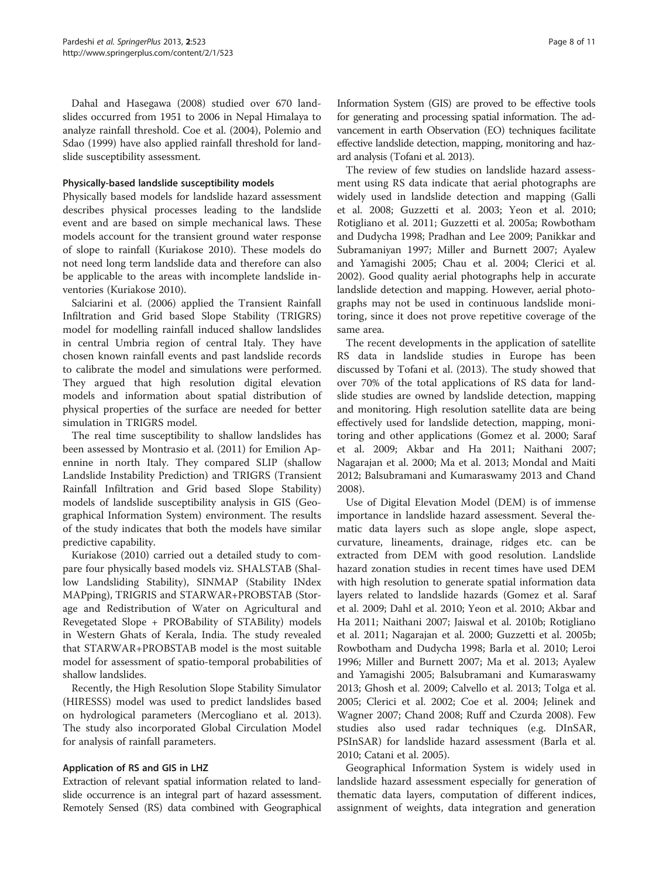Dahal and Hasegawa (2008) studied over 670 landslides occurred from 1951 to 2006 in Nepal Himalaya to analyze rainfall threshold. Coe et al. (2004), Polemio and Sdao (1999) have also applied rainfall threshold for landslide susceptibility assessment.

### Physically-based landslide susceptibility models

Physically based models for landslide hazard assessment describes physical processes leading to the landslide event and are based on simple mechanical laws. These models account for the transient ground water response of slope to rainfall (Kuriakose 2010). These models do not need long term landslide data and therefore can also be applicable to the areas with incomplete landslide inventories (Kuriakose 2010).

Salciarini et al. (2006) applied the Transient Rainfall Infiltration and Grid based Slope Stability (TRIGRS) model for modelling rainfall induced shallow landslides in central Umbria region of central Italy. They have chosen known rainfall events and past landslide records to calibrate the model and simulations were performed. They argued that high resolution digital elevation models and information about spatial distribution of physical properties of the surface are needed for better simulation in TRIGRS model.

The real time susceptibility to shallow landslides has been assessed by Montrasio et al. (2011) for Emilion Apennine in north Italy. They compared SLIP (shallow Landslide Instability Prediction) and TRIGRS (Transient Rainfall Infiltration and Grid based Slope Stability) models of landslide susceptibility analysis in GIS (Geographical Information System) environment. The results of the study indicates that both the models have similar predictive capability.

Kuriakose (2010) carried out a detailed study to compare four physically based models viz. SHALSTAB (Shallow Landsliding Stability), SINMAP (Stability INdex MAPping), TRIGRIS and STARWAR+PROBSTAB (Storage and Redistribution of Water on Agricultural and Revegetated Slope + PROBability of STABility) models in Western Ghats of Kerala, India. The study revealed that STARWAR+PROBSTAB model is the most suitable model for assessment of spatio-temporal probabilities of shallow landslides.

Recently, the High Resolution Slope Stability Simulator (HIRESSS) model was used to predict landslides based on hydrological parameters (Mercogliano et al. 2013). The study also incorporated Global Circulation Model for analysis of rainfall parameters.

### Application of RS and GIS in LHZ

Extraction of relevant spatial information related to landslide occurrence is an integral part of hazard assessment. Remotely Sensed (RS) data combined with Geographical Information System (GIS) are proved to be effective tools for generating and processing spatial information. The advancement in earth Observation (EO) techniques facilitate effective landslide detection, mapping, monitoring and hazard analysis (Tofani et al. 2013).

The review of few studies on landslide hazard assessment using RS data indicate that aerial photographs are widely used in landslide detection and mapping (Galli et al. 2008; Guzzetti et al. 2003; Yeon et al. 2010; Rotigliano et al. 2011; Guzzetti et al. 2005a; Rowbotham and Dudycha 1998; Pradhan and Lee 2009; Panikkar and Subramaniyan 1997; Miller and Burnett 2007; Ayalew and Yamagishi 2005; Chau et al. 2004; Clerici et al. 2002). Good quality aerial photographs help in accurate landslide detection and mapping. However, aerial photographs may not be used in continuous landslide monitoring, since it does not prove repetitive coverage of the same area.

The recent developments in the application of satellite RS data in landslide studies in Europe has been discussed by Tofani et al. (2013). The study showed that over 70% of the total applications of RS data for landslide studies are owned by landslide detection, mapping and monitoring. High resolution satellite data are being effectively used for landslide detection, mapping, monitoring and other applications (Gomez et al. 2000; Saraf et al. 2009; Akbar and Ha 2011; Naithani 2007; Nagarajan et al. 2000; Ma et al. 2013; Mondal and Maiti 2012; Balsubramani and Kumaraswamy 2013 and Chand 2008).

Use of Digital Elevation Model (DEM) is of immense importance in landslide hazard assessment. Several thematic data layers such as slope angle, slope aspect, curvature, lineaments, drainage, ridges etc. can be extracted from DEM with good resolution. Landslide hazard zonation studies in recent times have used DEM with high resolution to generate spatial information data layers related to landslide hazards (Gomez et al. Saraf et al. 2009; Dahl et al. 2010; Yeon et al. 2010; Akbar and Ha 2011; Naithani 2007; Jaiswal et al. 2010b; Rotigliano et al. 2011; Nagarajan et al. 2000; Guzzetti et al. 2005b; Rowbotham and Dudycha 1998; Barla et al. 2010; Leroi 1996; Miller and Burnett 2007; Ma et al. 2013; Ayalew and Yamagishi 2005; Balsubramani and Kumaraswamy 2013; Ghosh et al. 2009; Calvello et al. 2013; Tolga et al. 2005; Clerici et al. 2002; Coe et al. 2004; Jelinek and Wagner 2007; Chand 2008; Ruff and Czurda 2008). Few studies also used radar techniques (e.g. DInSAR, PSInSAR) for landslide hazard assessment (Barla et al. 2010; Catani et al. 2005).

Geographical Information System is widely used in landslide hazard assessment especially for generation of thematic data layers, computation of different indices, assignment of weights, data integration and generation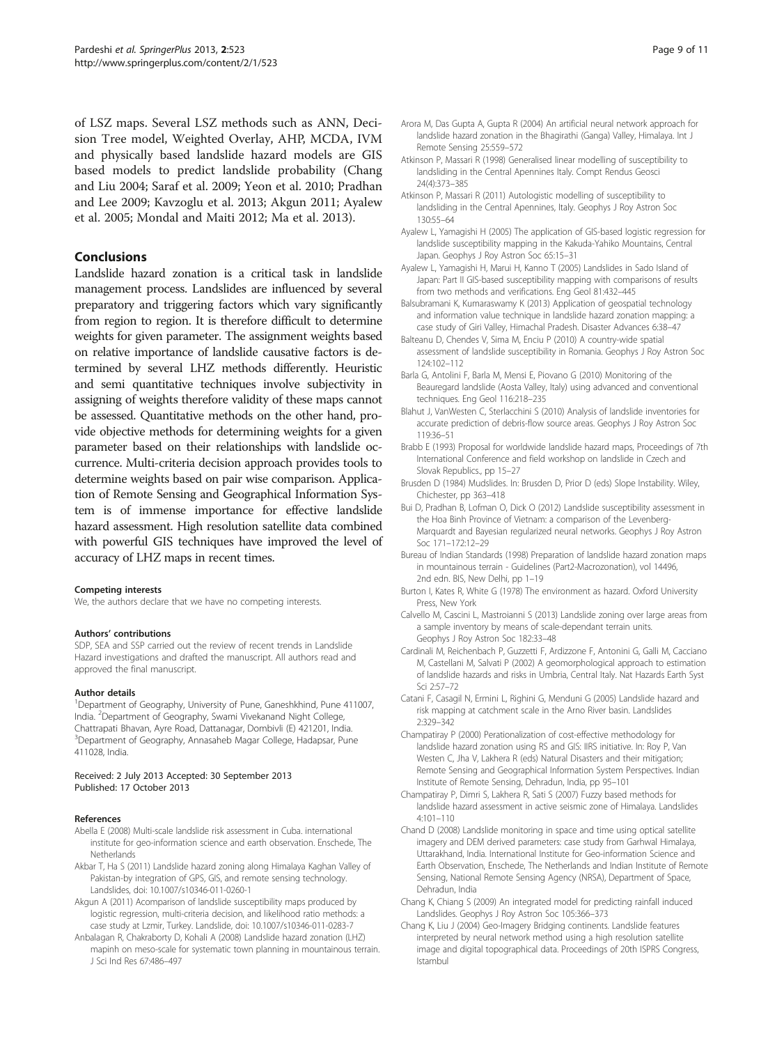of LSZ maps. Several LSZ methods such as ANN, Decision Tree model, Weighted Overlay, AHP, MCDA, IVM and physically based landslide hazard models are GIS based models to predict landslide probability (Chang and Liu 2004; Saraf et al. 2009; Yeon et al. 2010; Pradhan and Lee 2009; Kavzoglu et al. 2013; Akgun 2011; Ayalew et al. 2005; Mondal and Maiti 2012; Ma et al. 2013).

## Conclusions

Landslide hazard zonation is a critical task in landslide management process. Landslides are influenced by several preparatory and triggering factors which vary significantly from region to region. It is therefore difficult to determine weights for given parameter. The assignment weights based on relative importance of landslide causative factors is determined by several LHZ methods differently. Heuristic and semi quantitative techniques involve subjectivity in assigning of weights therefore validity of these maps cannot be assessed. Quantitative methods on the other hand, provide objective methods for determining weights for a given parameter based on their relationships with landslide occurrence. Multi-criteria decision approach provides tools to determine weights based on pair wise comparison. Application of Remote Sensing and Geographical Information System is of immense importance for effective landslide hazard assessment. High resolution satellite data combined with powerful GIS techniques have improved the level of accuracy of LHZ maps in recent times.

#### Competing interests

We, the authors declare that we have no competing interests.

#### Authors' contributions

SDP, SEA and SSP carried out the review of recent trends in Landslide Hazard investigations and drafted the manuscript. All authors read and approved the final manuscript.

#### Author details

[1]Department of Geography, University of Pune, Ganeshkhind, Pune 411007, India. [2]Department of Geography, Swami Vivekanand Night College, Chattrapati Bhavan, Ayre Road, Dattanagar, Dombivli (E) 421201, India. [3]Department of Geography, Annasaheb Magar College, Hadapsar, Pune 411028, India.

Received: 2 July 2013 Accepted: 30 September 2013
Published: 17 October 2013

#### References

Abella E (2008) Multi-scale landslide risk assessment in Cuba. international institute for geo-information science and earth observation. Enschede, The Netherlands

Akbar T, Ha S (2011) Landslide hazard zoning along Himalaya Kaghan Valley of Pakistan-by integration of GPS, GIS, and remote sensing technology. Landslides, doi: 10.1007/s10346-011-0260-1

Akgun A (2011) Acomparison of landslide susceptibility maps produced by logistic regression, multi-criteria decision, and likelihood ratio methods: a case study at Lzmir, Turkey. Landslide, doi: 10.1007/s10346-011-0283-7

Anbalagan R, Chakraborty D, Kohali A (2008) Landslide hazard zonation (LHZ) mapinh on meso-scale for systematic town planning in mountainous terrain. J Sci Ind Res 67:486–497

Arora M, Das Gupta A, Gupta R (2004) An artificial neural network approach for landslide hazard zonation in the Bhagirathi (Ganga) Valley, Himalaya. Int J Remote Sensing 25:559–572

Atkinson P, Massari R (1998) Generalised linear modelling of susceptibility to landsliding in the Central Apennines Italy. Compt Rendus Geosci 24(4):373–385

Atkinson P, Massari R (2011) Autologistic modelling of susceptibility to landsliding in the Central Apennines, Italy. Geophys J Roy Astron Soc 130:55–64

Ayalew L, Yamagishi H (2005) The application of GIS-based logistic regression for landslide susceptibility mapping in the Kakuda-Yahiko Mountains, Central Japan. Geophys J Roy Astron Soc 65:15–31

Ayalew L, Yamagishi H, Marui H, Kanno T (2005) Landslides in Sado Island of Japan: Part II GIS-based susceptibility mapping with comparisons of results from two methods and verifications. Eng Geol 81:432–445

Balsubramani K, Kumaraswamy K (2013) Application of geospatial technology and information value technique in landslide hazard zonation mapping: a case study of Giri Valley, Himachal Pradesh. Disaster Advances 6:38–47

Balteanu D, Chendes V, Sima M, Enciu P (2010) A country-wide spatial assessment of landslide susceptibility in Romania. Geophys J Roy Astron Soc 124:102–112

Barla G, Antolini F, Barla M, Mensi E, Piovano G (2010) Monitoring of the Beauregard landslide (Aosta Valley, Italy) using advanced and conventional techniques. Eng Geol 116:218–235

Blahut J, VanWesten C, Sterlacchini S (2010) Analysis of landslide inventories for accurate prediction of debris-flow source areas. Geophys J Roy Astron Soc 119:36–51

Brabb E (1993) Proposal for worldwide landslide hazard maps, Proceedings of 7th International Conference and field workshop on landslide in Czech and Slovak Republics., pp 15–27

Brusden D (1984) Mudslides. In: Brusden D, Prior D (eds) Slope Instability. Wiley, Chichester, pp 363–418

Bui D, Pradhan B, Lofman O, Dick O (2012) Landslide susceptibility assessment in the Hoa Binh Province of Vietnam: a comparison of the Levenberg-Marquardt and Bayesian regularized neural networks. Geophys J Roy Astron Soc 171–172:12–29

Bureau of Indian Standards (1998) Preparation of landslide hazard zonation maps in mountainous terrain - Guidelines (Part2-Macrozonation), vol 14496, 2nd edn. BIS, New Delhi, pp 1–19

Burton I, Kates R, White G (1978) The environment as hazard. Oxford University Press, New York

Calvello M, Cascini L, Mastroianni S (2013) Landslide zoning over large areas from a sample inventory by means of scale-dependant terrain units. Geophys J Roy Astron Soc 182:33–48

Cardinali M, Reichenbach P, Guzzetti F, Ardizzone F, Antonini G, Galli M, Cacciano M, Castellani M, Salvati P (2002) A geomorphological approach to estimation of landslide hazards and risks in Umbria, Central Italy. Nat Hazards Earth Syst Sci 2:57–72

Catani F, Casagil N, Ermini L, Righini G, Menduni G (2005) Landslide hazard and risk mapping at catchment scale in the Arno River basin. Landslides 2:329–342

Champatiray P (2000) Perationalization of cost-effective methodology for landslide hazard zonation using RS and GIS: IIRS initiative. In: Roy P, Van Westen C, Jha V, Lakhera R (eds) Natural Disasters and their mitigation; Remote Sensing and Geographical Information System Perspectives. Indian Institute of Remote Sensing, Dehradun, India, pp 95–101

Champatiray P, Dimri S, Lakhera R, Sati S (2007) Fuzzy based methods for landslide hazard assessment in active seismic zone of Himalaya. Landslides 4:101–110

Chand D (2008) Landslide monitoring in space and time using optical satellite imagery and DEM derived parameters: case study from Garhwal Himalaya, Uttarakhand, India. International Institute for Geo-information Science and Earth Observation, Enschede, The Netherlands and Indian Institute of Remote Sensing, National Remote Sensing Agency (NRSA), Department of Space, Dehradun, India

Chang K, Chiang S (2009) An integrated model for predicting rainfall induced Landslides. Geophys J Roy Astron Soc 105:366–373

Chang K, Liu J (2004) Geo-Imagery Bridging continents. Landslide features interpreted by neural network method using a high resolution satellite image and digital topographical data. Proceedings of 20th ISPRS Congress, Istambul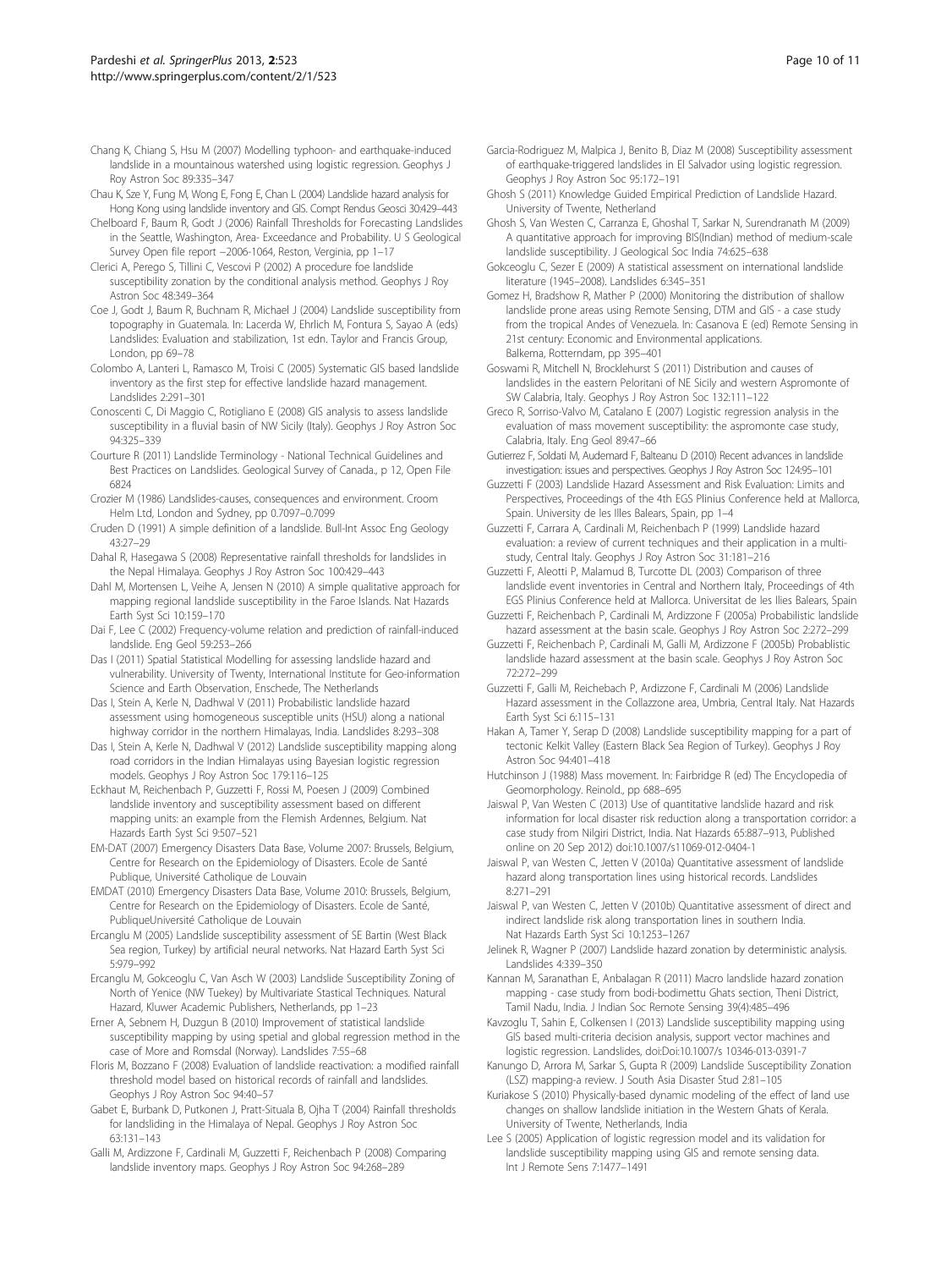Chang K, Chiang S, Hsu M (2007) Modelling typhoon- and earthquake-induced landslide in a mountainous watershed using logistic regression. Geophys J Roy Astron Soc 89:335–347

Chau K, Sze Y, Fung M, Wong E, Fong E, Chan L (2004) Landslide hazard analysis for Hong Kong using landslide inventory and GIS. Compt Rendus Geosci 30:429–443

Chelboard F, Baum R, Godt J (2006) Rainfall Thresholds for Forecasting Landslides in the Seattle, Washington, Area- Exceedance and Probability. U S Geological Survey Open file report −2006-1064, Reston, Verginia, pp 1–17

Clerici A, Perego S, Tillini C, Vescovi P (2002) A procedure foe landslide susceptibility zonation by the conditional analysis method. Geophys J Roy Astron Soc 48:349–364

Coe J, Godt J, Baum R, Buchnam R, Michael J (2004) Landslide susceptibility from topography in Guatemala. In: Lacerda W, Ehrlich M, Fontura S, Sayao A (eds) Landslides: Evaluation and stabilization, 1st edn. Taylor and Francis Group, London, pp 69–78

Colombo A, Lanteri L, Ramasco M, Troisi C (2005) Systematic GIS based landslide inventory as the first step for effective landslide hazard management. Landslides 2:291–301

Conoscenti C, Di Maggio C, Rotigliano E (2008) GIS analysis to assess landslide susceptibility in a fluvial basin of NW Sicily (Italy). Geophys J Roy Astron Soc 94:325–339

Courture R (2011) Landslide Terminology - National Technical Guidelines and Best Practices on Landslides. Geological Survey of Canada., p 12, Open File 6824

Crozier M (1986) Landslides-causes, consequences and environment. Croom Helm Ltd, London and Sydney, pp 0.7097–0.7099

Cruden D (1991) A simple definition of a landslide. Bull-Int Assoc Eng Geology 43:27–29

Dahal R, Hasegawa S (2008) Representative rainfall thresholds for landslides in the Nepal Himalaya. Geophys J Roy Astron Soc 100:429–443

Dahl M, Mortensen L, Veihe A, Jensen N (2010) A simple qualitative approach for mapping regional landslide susceptibility in the Faroe Islands. Nat Hazards Earth Syst Sci 10:159–170

Dai F, Lee C (2002) Frequency-volume relation and prediction of rainfall-induced landslide. Eng Geol 59:253–266

Das I (2011) Spatial Statistical Modelling for assessing landslide hazard and vulnerability. University of Twenty, International Institute for Geo-information Science and Earth Observation, Enschede, The Netherlands

Das I, Stein A, Kerle N, Dadhwal V (2011) Probabilistic landslide hazard assessment using homogeneous susceptible units (HSU) along a national highway corridor in the northern Himalayas, India. Landslides 8:293–308

Das I, Stein A, Kerle N, Dadhwal V (2012) Landslide susceptibility mapping along road corridors in the Indian Himalayas using Bayesian logistic regression models. Geophys J Roy Astron Soc 179:116–125

Eckhaut M, Reichenbach P, Guzzetti F, Rossi M, Poesen J (2009) Combined landslide inventory and susceptibility assessment based on different mapping units: an example from the Flemish Ardennes, Belgium. Nat Hazards Earth Syst Sci 9:507–521

EM-DAT (2007) Emergency Disasters Data Base, Volume 2007: Brussels, Belgium, Centre for Research on the Epidemiology of Disasters. Ecole de Santé Publique, Université Catholique de Louvain

EMDAT (2010) Emergency Disasters Data Base, Volume 2010: Brussels, Belgium, Centre for Research on the Epidemiology of Disasters. Ecole de Santé, PubliqueUniversité Catholique de Louvain

Ercanglu M (2005) Landslide susceptibility assessment of SE Bartin (West Black Sea region, Turkey) by artificial neural networks. Nat Hazard Earth Syst Sci 5:979–992

Ercanglu M, Gokceoglu C, Van Asch W (2003) Landslide Susceptibility Zoning of North of Yenice (NW Tuekey) by Multivariate Stastical Techniques. Natural Hazard, Kluwer Academic Publishers, Netherlands, pp 1–23

Erner A, Sebnem H, Duzgun B (2010) Improvement of statistical landslide susceptibility mapping by using spetial and global regression method in the case of More and Romsdal (Norway). Landslides 7:55–68

Floris M, Bozzano F (2008) Evaluation of landslide reactivation: a modified rainfall threshold model based on historical records of rainfall and landslides. Geophys J Roy Astron Soc 94:40–57

Gabet E, Burbank D, Putkonen J, Pratt-Situala B, Ojha T (2004) Rainfall thresholds for landsliding in the Himalaya of Nepal. Geophys J Roy Astron Soc 63:131–143

Galli M, Ardizzone F, Cardinali M, Guzzetti F, Reichenbach P (2008) Comparing landslide inventory maps. Geophys J Roy Astron Soc 94:268–289

Garcia-Rodriguez M, Malpica J, Benito B, Diaz M (2008) Susceptibility assessment of earthquake-triggered landslides in El Salvador using logistic regression. Geophys J Roy Astron Soc 95:172–191

Ghosh S (2011) Knowledge Guided Empirical Prediction of Landslide Hazard. University of Twente, Netherland

Ghosh S, Van Westen C, Carranza E, Ghoshal T, Sarkar N, Surendranath M (2009) A quantitative approach for improving BIS(Indian) method of medium-scale landslide susceptibility. J Geological Soc India 74:625–638

Gokceoglu C, Sezer E (2009) A statistical assessment on international landslide literature (1945–2008). Landslides 6:345–351

Gomez H, Bradshow R, Mather P (2000) Monitoring the distribution of shallow landslide prone areas using Remote Sensing, DTM and GIS - a case study from the tropical Andes of Venezuela. In: Casanova E (ed) Remote Sensing in 21st century: Economic and Environmental applications. Balkema, Rotterndam, pp 395–401

Goswami R, Mitchell N, Brocklehurst S (2011) Distribution and causes of landslides in the eastern Peloritani of NE Sicily and western Aspromonte of SW Calabria, Italy. Geophys J Roy Astron Soc 132:111–122

Greco R, Sorriso-Valvo M, Catalano E (2007) Logistic regression analysis in the evaluation of mass movement susceptibility: the aspromonte case study, Calabria, Italy. Eng Geol 89:47–66

Gutierrez F, Soldati M, Audemard F, Balteanu D (2010) Recent advances in landslide investigation: issues and perspectives. Geophys J Roy Astron Soc 124:95–101

Guzzetti F (2003) Landslide Hazard Assessment and Risk Evaluation: Limits and Perspectives, Proceedings of the 4th EGS Plinius Conference held at Mallorca, Spain. University de les Illes Balears, Spain, pp 1–4

Guzzetti F, Carrara A, Cardinali M, Reichenbach P (1999) Landslide hazard evaluation: a review of current techniques and their application in a multi-study, Central Italy. Geophys J Roy Astron Soc 31:181–216

Guzzetti F, Aleotti P, Malamud B, Turcotte DL (2003) Comparison of three landslide event inventories in Central and Northern Italy, Proceedings of 4th EGS Plinius Conference held at Mallorca. Universitat de les Ilies Balears, Spain

Guzzetti F, Reichenbach P, Cardinali M, Ardizzone F (2005a) Probabilistic landslide hazard assessment at the basin scale. Geophys J Roy Astron Soc 2:272–299

Guzzetti F, Reichenbach P, Cardinali M, Galli M, Ardizzone F (2005b) Probablistic landslide hazard assessment at the basin scale. Geophys J Roy Astron Soc 72:272–299

Guzzetti F, Galli M, Reichebach P, Ardizzone F, Cardinali M (2006) Landslide Hazard assessment in the Collazzone area, Umbria, Central Italy. Nat Hazards Earth Syst Sci 6:115–131

Hakan A, Tamer Y, Serap D (2008) Landslide susceptibility mapping for a part of tectonic Kelkit Valley (Eastern Black Sea Region of Turkey). Geophys J Roy Astron Soc 94:401–418

Hutchinson J (1988) Mass movement. In: Fairbridge R (ed) The Encyclopedia of Geomorphology. Reinold., pp 688–695

Jaiswal P, Van Westen C (2013) Use of quantitative landslide hazard and risk information for local disaster risk reduction along a transportation corridor: a case study from Nilgiri District, India. Nat Hazards 65:887–913, Published online on 20 Sep 2012) doi:10.1007/s11069-012-0404-1

Jaiswal P, van Westen C, Jetten V (2010a) Quantitative assessment of landslide hazard along transportation lines using historical records. Landslides 8:271–291

Jaiswal P, van Westen C, Jetten V (2010b) Quantitative assessment of direct and indirect landslide risk along transportation lines in southern India. Nat Hazards Earth Syst Sci 10:1253–1267

Jelinek R, Wagner P (2007) Landslide hazard zonation by deterministic analysis. Landslides 4:339–350

Kannan M, Saranathan E, Anbalagan R (2011) Macro landslide hazard zonation mapping - case study from bodi-bodimettu Ghats section, Theni District, Tamil Nadu, India. J Indian Soc Remote Sensing 39(4):485–496

Kavzoglu T, Sahin E, Colkensen I (2013) Landslide susceptibility mapping using GIS based multi-criteria decision analysis, support vector machines and logistic regression. Landslides, doi:Doi:10.1007/s 10346-013-0391-7

Kanungo D, Arrora M, Sarkar S, Gupta R (2009) Landslide Susceptibility Zonation (LSZ) mapping-a review. J South Asia Disaster Stud 2:81–105

Kuriakose S (2010) Physically-based dynamic modeling of the effect of land use changes on shallow landslide initiation in the Western Ghats of Kerala. University of Twente, Netherlands, India

Lee S (2005) Application of logistic regression model and its validation for landslide susceptibility mapping using GIS and remote sensing data. Int J Remote Sens 7:1477–1491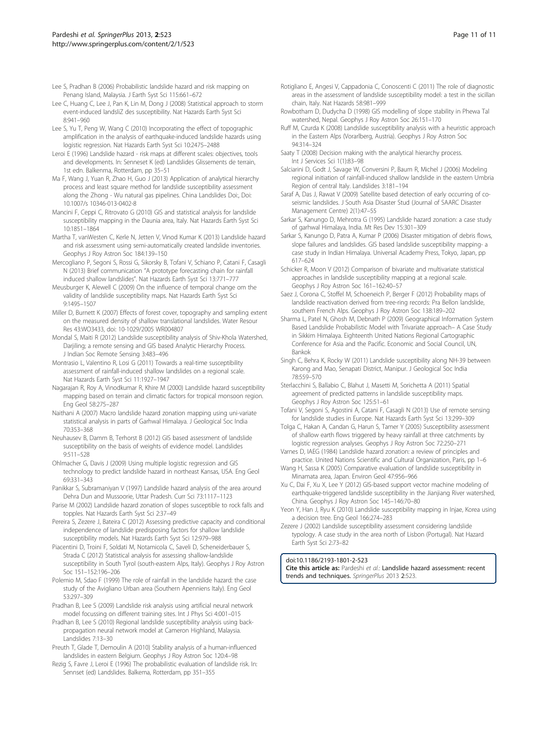Lee S, Pradhan B (2006) Probabilistic landslide hazard and risk mapping on Penang Island, Malaysia. J Earth Syst Sci 115:661–672

Lee C, Huang C, Lee J, Pan K, Lin M, Dong J (2008) Statistical approach to storm event-induced landsliZ des susceptibility. Nat Hazards Earth Syst Sci 8:941–960

Lee S, Yu T, Peng W, Wang C (2010) Incorporating the effect of topographic amplification in the analysis of earthquake-induced landslide hazards using logistic regression. Nat Hazards Earth Syst Sci 10:2475–2488

Leroi E (1996) Landslide hazard - risk maps at different scales: objectives, tools and developments. In: Senneset K (ed) Landslides Glissements de terrain, 1st edn. Balkenma, Rotterdam, pp 35–51

Ma F, Wang J, Yuan R, Zhao H, Guo J (2013) Application of analytical hierarchy process and least square method for landslide susceptibility assessment along the Zhong - Wu natural gas pipelines. China Landslides Doi:, Doi: 10.1007/s 10346-013-0402-8

Mancini F, Ceppi C, Ritrovato G (2010) GIS and statistical analysis for landslide susceptibility mapping in the Daunia area, Italy. Nat Hazards Earth Syst Sci 10:1851–1864

Martha T, vanWesten C, Kerle N, Jetten V, Vinod Kumar K (2013) Landslide hazard and risk assessment using semi-automatically created landslide inventories. Geophys J Roy Astron Soc 184:139–150

Mercogliano P, Segoni S, Rossi G, Sikorsky B, Tofani V, Schiano P, Catani F, Casagli N (2013) Brief communication "A prototype forecasting chain for rainfall induced shallow landslides". Nat Hazards Earth Syst Sci 13:771–777

Meusburger K, Alewell C (2009) On the influence of temporal change om the validity of landslide susceptibility maps. Nat Hazards Earth Syst Sci 9:1495–1507

Miller D, Burnett K (2007) Effects of forest cover, topography and sampling extent on the measured density of shallow translational landslides. Water Resour Res 43:WO3433, doi: 10-1029/2005 WR004807

Mondal S, Maiti R (2012) Landslide susceptibility analysis of Shiv-Khola Watershed, Darjiling; a remote sensing and GIS based Analytic Hierarchy Process. J Indian Soc Remote Sensing 3:483–496

Montrasio L, Valentino R, Losi G (2011) Towards a real-time susceptibility assessment of rainfall-induced shallow landslides on a regional scale. Nat Hazards Earth Syst Sci 11:1927–1947

Nagarajan R, Roy A, Vinodkumar R, Khire M (2000) Landslide hazard susceptibility mapping based on terrain and climatic factors for tropical monsoon region. Eng Geol 58:275–287

Naithani A (2007) Macro landslide hazard zonation mapping using uni-variate statistical analysis in parts of Garhwal Himalaya. J Geological Soc India 70:353–368

Neuhausev B, Damm B, Terhorst B (2012) GIS based assessment of landslide susceptibility on the basis of weights of evidence model. Landslides 9:511–528

Ohlmacher G, Davis J (2009) Using multiple logistic regression and GIS technology to predict landslide hazard in northeast Kansas, USA. Eng Geol 69:331–343

Panikkar S, Subramaniyan V (1997) Landslide hazard analysis of the area around Dehra Dun and Mussoorie, Uttar Pradesh. Curr Sci 73:1117–1123

Parise M (2002) Landslide hazard zonation of slopes susceptible to rock falls and topples. Nat Hazards Earth Syst Sci 2:37–49

Pereira S, Zezere J, Bateira C (2012) Assessing predictive capacity and conditional independence of landslide predisposing factors for shallow landslide susceptibility models. Nat Hazards Earth Syst Sci 12:979–988

Piacentini D, Troini F, Soldati M, Notamicola C, Saveli D, Scheneiderbauer S, Strada C (2012) Statistical analysis for assessing shallow-landslide susceptibility in South Tyrol (south-eastern Alps, Italy). Geophys J Roy Astron Soc 151–152:196–206

Polemio M, Sdao F (1999) The role of rainfall in the landslide hazard: the case study of the Avigliano Urban area (Southern Apenniens Italy). Eng Geol 53:297–309

Pradhan B, Lee S (2009) Landslide risk analysis using artificial neural network model focussing on different training sites. Int J Phys Sci 4:001–015

Pradhan B, Lee S (2010) Regional landslide susceptibility analysis using back-propagation neural network model at Cameron Highland, Malaysia. Landslides 7:13–30

Preuth T, Glade T, Demoulin A (2010) Stability analysis of a human-influenced landslides in eastern Belgium. Geophys J Roy Astron Soc 120:4–98

Rezig S, Favre J, Leroi E (1996) The probabilistic evaluation of landslide risk. In: Sennset (ed) Landslides. Balkema, Rotterdam, pp 351–355

Rotigliano E, Angesi V, Cappadonia C, Conoscenti C (2011) The role of diagnostic areas in the assessment of landslide susceptibility model: a test in the sicillan chain, Italy. Nat Hazards 58:981–999

Rowbotham D, Dudycha D (1998) GIS modelling of slope stability in Phewa Tal watershed, Nepal. Geophys J Roy Astron Soc 26:151–170

Ruff M, Czurda K (2008) Landslide susceptibility analysis with a heuristic approach in the Eastern Alps (Vorarlberg, Austria). Geophys J Roy Astron Soc 94:314–324

Saaty T (2008) Decision making with the analytical hierarchy process. Int J Services Sci 1(1):83–98

Salciarini D, Godt J, Savage W, Conversini P, Baum R, Michel J (2006) Modeling regional initiation of rainfall-induced shallow landslide in the eastern Umbria Region of central Italy. Landslides 3:181–194

Saraf A, Das J, Rawat V (2009) Satellite based detection of early occurring of co-seismic landslides. J South Asia Disaster Stud (Journal of SAARC Disaster Management Centre) 2(1):47–55

Sarkar S, Kanungo D, Mehrotra G (1995) Landslide hazard zonation: a case study of garhwal Himalaya, India. Mt Res Dev 15:301–309

Sarkar S, Kanungo D, Patra A, Kumar P (2006) Disaster mitigation of debris flows, slope failures and landslides. GIS based landslide susceptibility mapping- a case study in Indian Himalaya. Universal Academy Press, Tokyo, Japan, pp 617–624

Schicker R, Moon V (2012) Comparison of bivariate and multivariate statistical approaches in landslide susceptibility mapping at a regional scale. Geophys J Roy Astron Soc 161–162:40–57

Saez J, Corona C, Stoffel M, Schoeneich P, Berger F (2012) Probability maps of landslide reactivation derived from tree-ring records: Pra Bellon landslide, southern French Alps. Geophys J Roy Astron Soc 138:189–202

Sharma L, Patel N, Ghosh M, Debnath P (2009) Geographical Information System Based Landslide Probabilistic Model with Trivariate approach– A Case Study in Sikkim Himalaya. Eighteenth United Nations Regional Cartographic Conference for Asia and the Pacific. Economic and Social Council, UN, Bankok

Singh C, Behra K, Rocky W (2011) Landslide susceptibility along NH-39 between Karong and Mao, Senapati District, Manipur. J Geological Soc India 78:559–570

Sterlacchini S, Ballabio C, Blahut J, Masetti M, Sorichetta A (2011) Spatial agreement of predicted patterns in landslide susceptibility maps. Geophys J Roy Astron Soc 125:51–61

Tofani V, Segoni S, Agostini A, Catani F, Casagli N (2013) Use of remote sensing for landslide studies in Europe. Nat Hazards Earth Syst Sci 13:299–309

Tolga C, Hakan A, Candan G, Harun S, Tamer Y (2005) Susceptibility assessment of shallow earth flows triggered by heavy rainfall at three catchments by logistic regression analyses. Geophys J Roy Astron Soc 72:250–271

Varnes D, IAEG (1984) Landslide hazard zonation: a review of principles and practice. United Nations Scientific and Cultural Organization, Paris, pp 1–6

Wang H, Sassa K (2005) Comparative evaluation of landslide susceptibility in Minamata area, Japan. Environ Geol 47:956–966

Xu C, Dai F, Xu X, Lee Y (2012) GIS-based support vector machine modeling of earthquake-triggered landslide susceptibility in the Jianjiang River watershed, China. Geophys J Roy Astron Soc 145–146:70–80

Yeon Y, Han J, Ryu K (2010) Landslide susceptibility mapping in Injae, Korea using a decision tree. Eng Geol 166:274–283

Zezere J (2002) Landslide susceptibility assessment considering landslide typology. A case study in the area north of Lisbon (Portugal). Nat Hazard Earth Syst Sci 2:73–82

doi:10.1186/2193-1801-2-523

**Cite this article as:** Pardeshi *et al.*: Landslide hazard assessment: recent trends and techniques. *SpringerPlus* 2013 **2**:523.